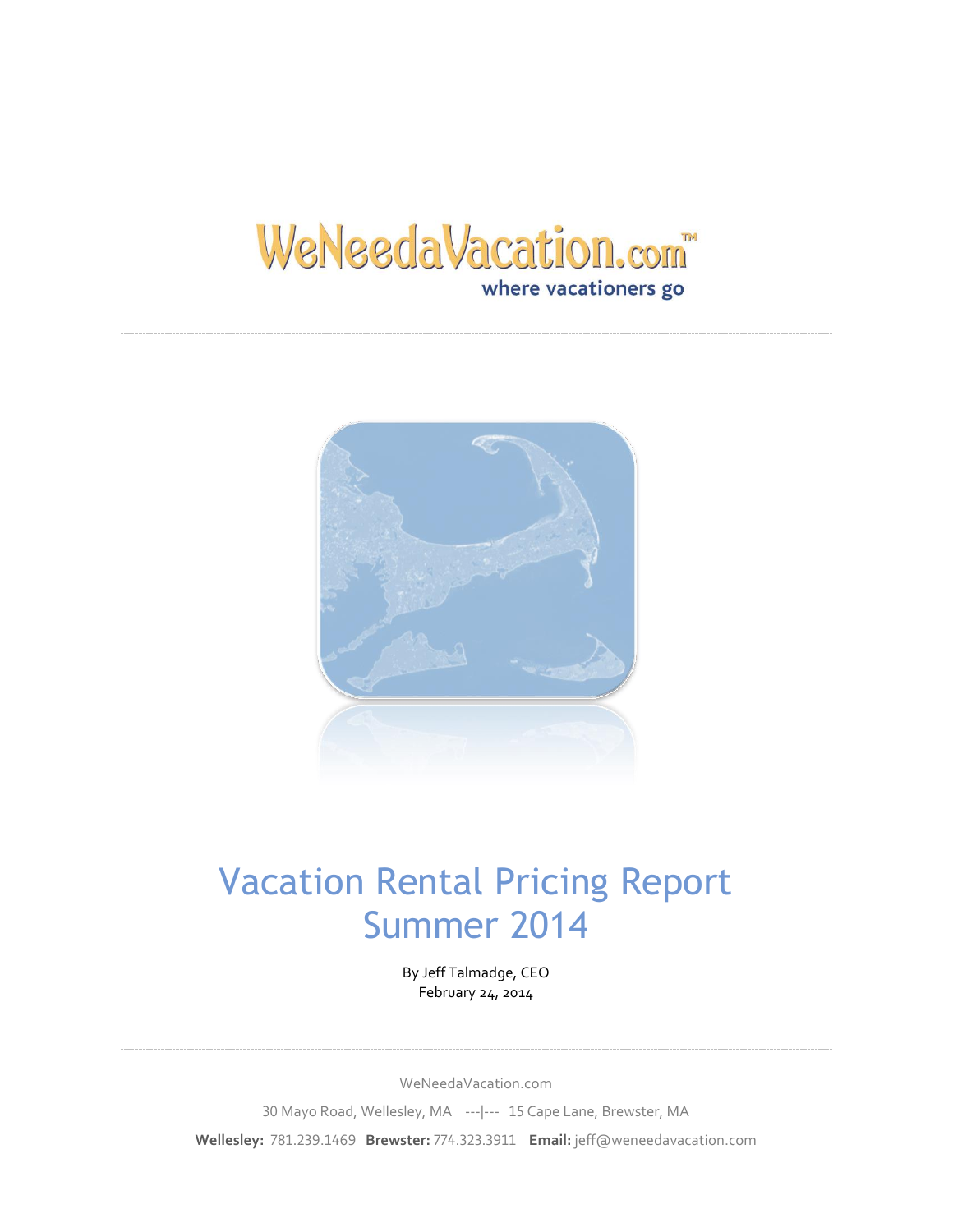WeNeedaVacation.com™

where vacationers go

# Vacation Rental Pricing Report Summer 2014

By Jeff Talmadge, CEO
February 24, 2014

WeNeedaVacation.com

30 Mayo Road, Wellesley, MA ---|--- 15 Cape Lane, Brewster, MA

**Wellesley:** 781.239.1469 **Brewster:** 774.323.3911 **Email:** jeff@weneedavacation.com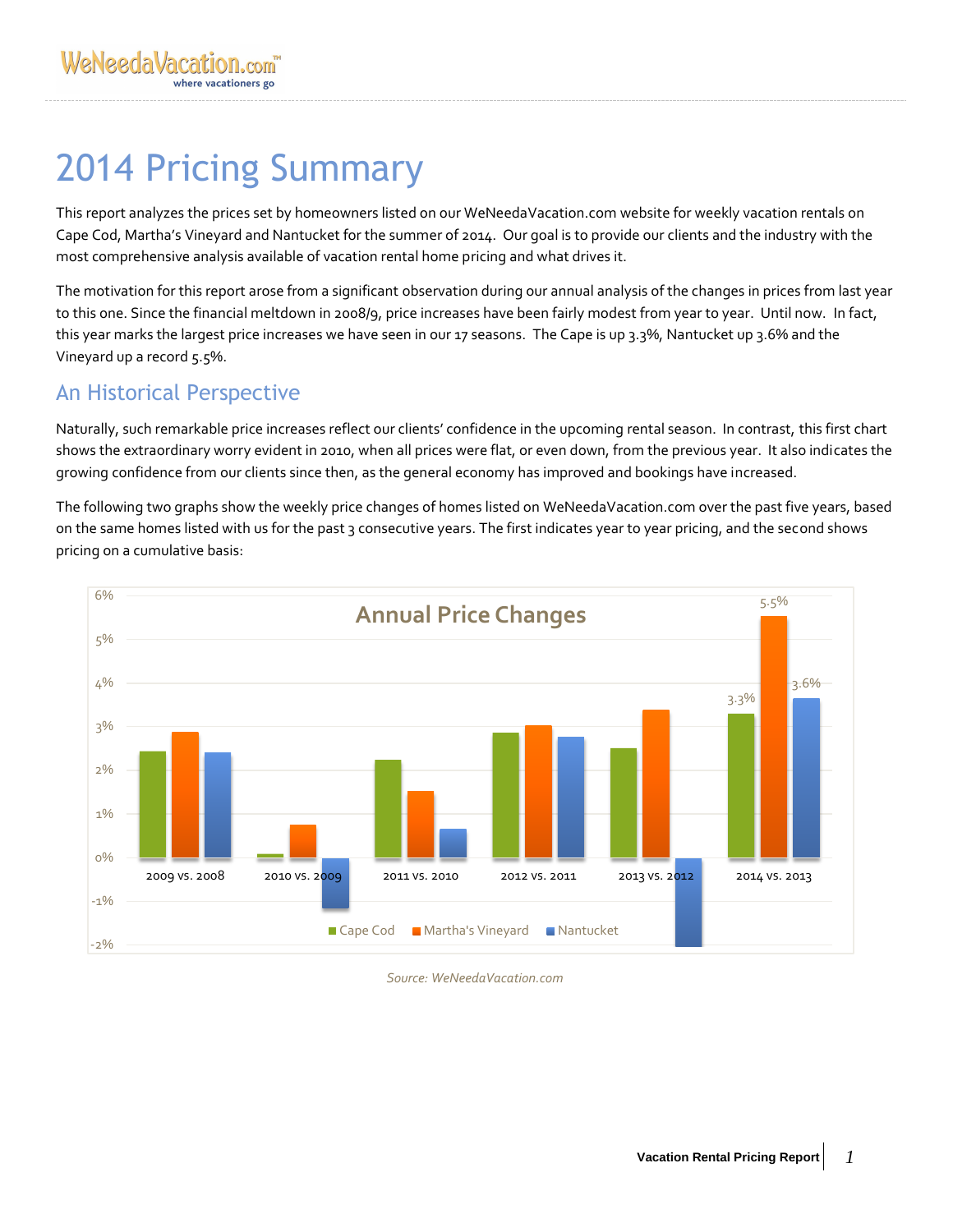# 2014 Pricing Summary

This report analyzes the prices set by homeowners listed on our WeNeedaVacation.com website for weekly vacation rentals on Cape Cod, Martha's Vineyard and Nantucket for the summer of 2014. Our goal is to provide our clients and the industry with the most comprehensive analysis available of vacation rental home pricing and what drives it.

The motivation for this report arose from a significant observation during our annual analysis of the changes in prices from last year to this one. Since the financial meltdown in 2008/9, price increases have been fairly modest from year to year. Until now. In fact, this year marks the largest price increases we have seen in our 17 seasons. The Cape is up 3.3%, Nantucket up 3.6% and the Vineyard up a record 5.5%.

## An Historical Perspective

Naturally, such remarkable price increases reflect our clients' confidence in the upcoming rental season. In contrast, this first chart shows the extraordinary worry evident in 2010, when all prices were flat, or even down, from the previous year. It also indicates the growing confidence from our clients since then, as the general economy has improved and bookings have increased.

The following two graphs show the weekly price changes of homes listed on WeNeedaVacation.com over the past five years, based on the same homes listed with us for the past 3 consecutive years. The first indicates year to year pricing, and the second shows pricing on a cumulative basis:

**Annual Price Changes**

*Source: WeNeedaVacation.com*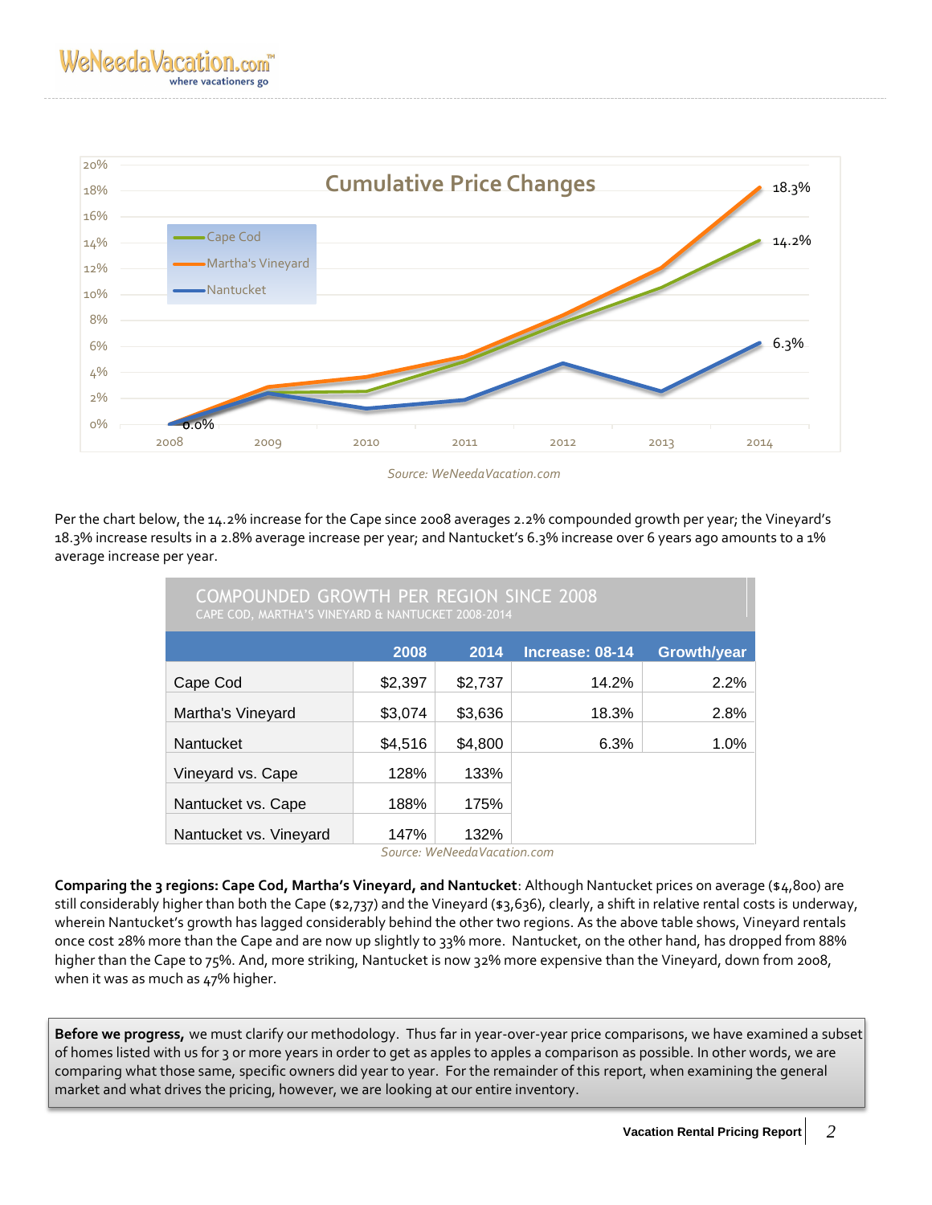Source: WeNeedaVacation.com

Per the chart below, the 14.2% increase for the Cape since 2008 averages 2.2% compounded growth per year; the Vineyard's 18.3% increase results in a 2.8% average increase per year; and Nantucket's 6.3% increase over 6 years ago amounts to a 1% average increase per year.

**COMPOUNDED GROWTH PER REGION SINCE 2008**
CAPE COD, MARTHA'S VINEYARD & NANTUCKET 2008-2014

| | 2008 | 2014 | Increase: 08-14 | Growth/year |
|---|---|---|---|---|
| Cape Cod | $2,397 | $2,737 | 14.2% | 2.2% |
| Martha's Vineyard | $3,074 | $3,636 | 18.3% | 2.8% |
| Nantucket | $4,516 | $4,800 | 6.3% | 1.0% |
| Vineyard vs. Cape | 128% | 133% | | |
| Nantucket vs. Cape | 188% | 175% | | |
| Nantucket vs. Vineyard | 147% | 132% | | |

*Source: WeNeedaVacation.com*

**Comparing the 3 regions: Cape Cod, Martha's Vineyard, and Nantucket**: Although Nantucket prices on average ($4,800) are still considerably higher than both the Cape ($2,737) and the Vineyard ($3,636), clearly, a shift in relative rental costs is underway, wherein Nantucket's growth has lagged considerably behind the other two regions. As the above table shows, Vineyard rentals once cost 28% more than the Cape and are now up slightly to 33% more. Nantucket, on the other hand, has dropped from 88% higher than the Cape to 75%. And, more striking, Nantucket is now 32% more expensive than the Vineyard, down from 2008, when it was as much as 47% higher.

**Before we progress,** we must clarify our methodology. Thus far in year-over-year price comparisons, we have examined a subset of homes listed with us for 3 or more years in order to get as apples to apples a comparison as possible. In other words, we are comparing what those same, specific owners did year to year. For the remainder of this report, when examining the general market and what drives the pricing, however, we are looking at our entire inventory.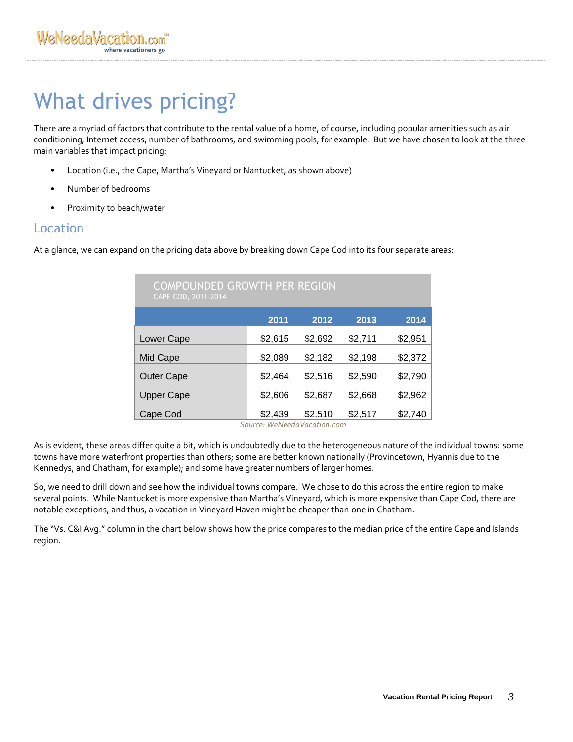# What drives pricing?

There are a myriad of factors that contribute to the rental value of a home, of course, including popular amenities such as air conditioning, Internet access, number of bathrooms, and swimming pools, for example. But we have chosen to look at the three main variables that impact pricing:

- Location (i.e., the Cape, Martha's Vineyard or Nantucket, as shown above)
- Number of bedrooms
- Proximity to beach/water

## Location

At a glance, we can expand on the pricing data above by breaking down Cape Cod into its four separate areas:

**COMPOUNDED GROWTH PER REGION**
CAPE COD, 2011-2014

| | 2011 | 2012 | 2013 | 2014 |
|---|---|---|---|---|
| Lower Cape | $2,615 | $2,692 | $2,711 | $2,951 |
| Mid Cape | $2,089 | $2,182 | $2,198 | $2,372 |
| Outer Cape | $2,464 | $2,516 | $2,590 | $2,790 |
| Upper Cape | $2,606 | $2,687 | $2,668 | $2,962 |
| Cape Cod | $2,439 | $2,510 | $2,517 | $2,740 |

*Source: WeNeedaVacation.com*

As is evident, these areas differ quite a bit, which is undoubtedly due to the heterogeneous nature of the individual towns: some towns have more waterfront properties than others; some are better known nationally (Provincetown, Hyannis due to the Kennedys, and Chatham, for example); and some have greater numbers of larger homes.

So, we need to drill down and see how the individual towns compare. We chose to do this across the entire region to make several points. While Nantucket is more expensive than Martha's Vineyard, which is more expensive than Cape Cod, there are notable exceptions, and thus, a vacation in Vineyard Haven might be cheaper than one in Chatham.

The "Vs. C&I Avg." column in the chart below shows how the price compares to the median price of the entire Cape and Islands region.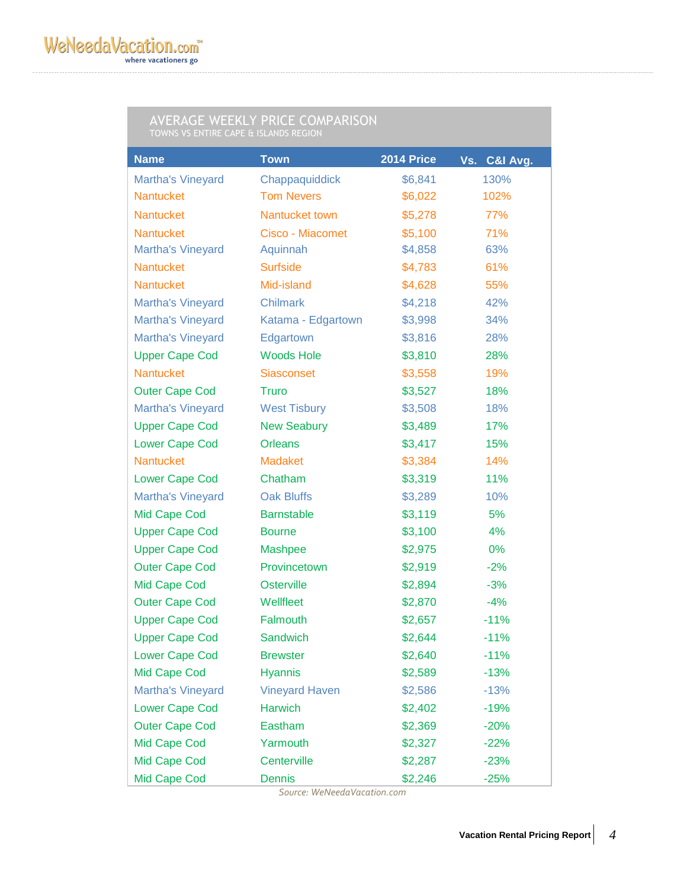## AVERAGE WEEKLY PRICE COMPARISON

TOWNS VS ENTIRE CAPE & ISLANDS REGION

| Name | Town | 2014 Price | Vs. C&I Avg. |
|---|---|---|---|
| Martha's Vineyard | Chappaquiddick | $6,841 | 130% |
| Nantucket | Tom Nevers | $6,022 | 102% |
| Nantucket | Nantucket town | $5,278 | 77% |
| Nantucket | Cisco - Miacomet | $5,100 | 71% |
| Martha's Vineyard | Aquinnah | $4,858 | 63% |
| Nantucket | Surfside | $4,783 | 61% |
| Nantucket | Mid-island | $4,628 | 55% |
| Martha's Vineyard | Chilmark | $4,218 | 42% |
| Martha's Vineyard | Katama - Edgartown | $3,998 | 34% |
| Martha's Vineyard | Edgartown | $3,816 | 28% |
| Upper Cape Cod | Woods Hole | $3,810 | 28% |
| Nantucket | Siasconset | $3,558 | 19% |
| Outer Cape Cod | Truro | $3,527 | 18% |
| Martha's Vineyard | West Tisbury | $3,508 | 18% |
| Upper Cape Cod | New Seabury | $3,489 | 17% |
| Lower Cape Cod | Orleans | $3,417 | 15% |
| Nantucket | Madaket | $3,384 | 14% |
| Lower Cape Cod | Chatham | $3,319 | 11% |
| Martha's Vineyard | Oak Bluffs | $3,289 | 10% |
| Mid Cape Cod | Barnstable | $3,119 | 5% |
| Upper Cape Cod | Bourne | $3,100 | 4% |
| Upper Cape Cod | Mashpee | $2,975 | 0% |
| Outer Cape Cod | Provincetown | $2,919 | -2% |
| Mid Cape Cod | Osterville | $2,894 | -3% |
| Outer Cape Cod | Wellfleet | $2,870 | -4% |
| Upper Cape Cod | Falmouth | $2,657 | -11% |
| Upper Cape Cod | Sandwich | $2,644 | -11% |
| Lower Cape Cod | Brewster | $2,640 | -11% |
| Mid Cape Cod | Hyannis | $2,589 | -13% |
| Martha's Vineyard | Vineyard Haven | $2,586 | -13% |
| Lower Cape Cod | Harwich | $2,402 | -19% |
| Outer Cape Cod | Eastham | $2,369 | -20% |
| Mid Cape Cod | Yarmouth | $2,327 | -22% |
| Mid Cape Cod | Centerville | $2,287 | -23% |
| Mid Cape Cod | Dennis | $2,246 | -25% |

*Source: WeNeedaVacation.com*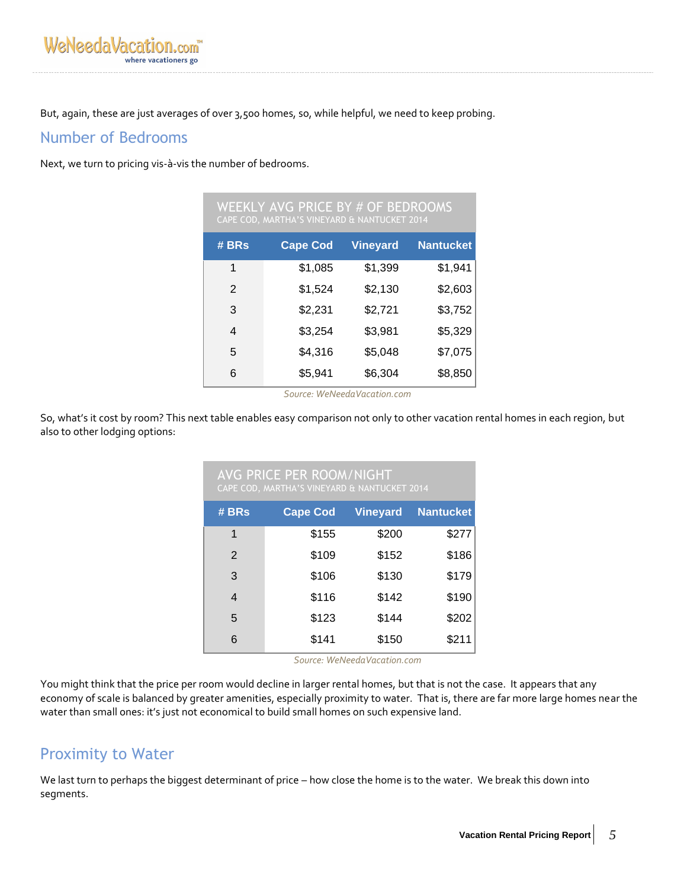But, again, these are just averages of over 3,500 homes, so, while helpful, we need to keep probing.

## Number of Bedrooms

Next, we turn to pricing vis-à-vis the number of bedrooms.

**WEEKLY AVG PRICE BY # OF BEDROOMS**
CAPE COD, MARTHA'S VINEYARD & NANTUCKET 2014

| # BRs | Cape Cod | Vineyard | Nantucket |
|---|---|---|---|
| 1 | $1,085 | $1,399 | $1,941 |
| 2 | $1,524 | $2,130 | $2,603 |
| 3 | $2,231 | $2,721 | $3,752 |
| 4 | $3,254 | $3,981 | $5,329 |
| 5 | $4,316 | $5,048 | $7,075 |
| 6 | $5,941 | $6,304 | $8,850 |

*Source: WeNeedaVacation.com*

So, what's it cost by room? This next table enables easy comparison not only to other vacation rental homes in each region, but also to other lodging options:

**AVG PRICE PER ROOM/NIGHT**
CAPE COD, MARTHA'S VINEYARD & NANTUCKET 2014

| # BRs | Cape Cod | Vineyard | Nantucket |
|---|---|---|---|
| 1 | $155 | $200 | $277 |
| 2 | $109 | $152 | $186 |
| 3 | $106 | $130 | $179 |
| 4 | $116 | $142 | $190 |
| 5 | $123 | $144 | $202 |
| 6 | $141 | $150 | $211 |

*Source: WeNeedaVacation.com*

You might think that the price per room would decline in larger rental homes, but that is not the case. It appears that any economy of scale is balanced by greater amenities, especially proximity to water. That is, there are far more large homes near the water than small ones: it's just not economical to build small homes on such expensive land.

## Proximity to Water

We last turn to perhaps the biggest determinant of price – how close the home is to the water. We break this down into segments.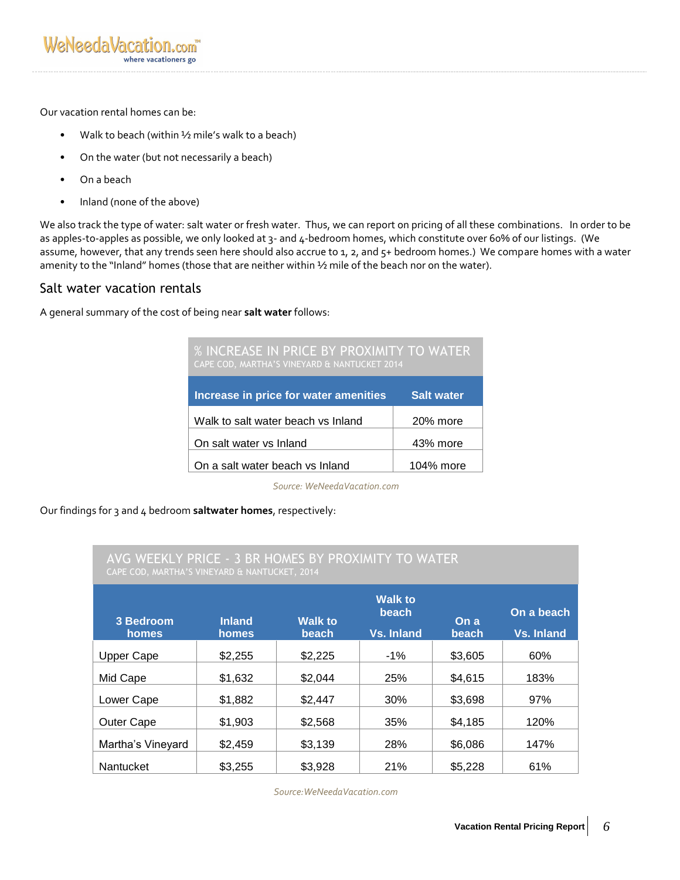Our vacation rental homes can be:

- Walk to beach (within ½ mile's walk to a beach)
- On the water (but not necessarily a beach)
- On a beach
- Inland (none of the above)

We also track the type of water: salt water or fresh water. Thus, we can report on pricing of all these combinations. In order to be as apples-to-apples as possible, we only looked at 3- and 4-bedroom homes, which constitute over 60% of our listings. (We assume, however, that any trends seen here should also accrue to 1, 2, and 5+ bedroom homes.) We compare homes with a water amenity to the "Inland" homes (those that are neither within ½ mile of the beach nor on the water).

## Salt water vacation rentals

A general summary of the cost of being near **salt water** follows:

**% INCREASE IN PRICE BY PROXIMITY TO WATER**
CAPE COD, MARTHA'S VINEYARD & NANTUCKET 2014

| Increase in price for water amenities | Salt water |
|---|---|
| Walk to salt water beach vs Inland | 20% more |
| On salt water vs Inland | 43% more |
| On a salt water beach vs Inland | 104% more |

*Source: WeNeedaVacation.com*

Our findings for 3 and 4 bedroom **saltwater homes**, respectively:

**AVG WEEKLY PRICE - 3 BR HOMES BY PROXIMITY TO WATER**
CAPE COD, MARTHA'S VINEYARD & NANTUCKET, 2014

| 3 Bedroom homes | Inland homes | Walk to beach | Walk to beach Vs. Inland | On a beach | On a beach Vs. Inland |
|---|---|---|---|---|---|
| Upper Cape | $2,255 | $2,225 | -1% | $3,605 | 60% |
| Mid Cape | $1,632 | $2,044 | 25% | $4,615 | 183% |
| Lower Cape | $1,882 | $2,447 | 30% | $3,698 | 97% |
| Outer Cape | $1,903 | $2,568 | 35% | $4,185 | 120% |
| Martha's Vineyard | $2,459 | $3,139 | 28% | $6,086 | 147% |
| Nantucket | $3,255 | $3,928 | 21% | $5,228 | 61% |

*Source: WeNeedaVacation.com*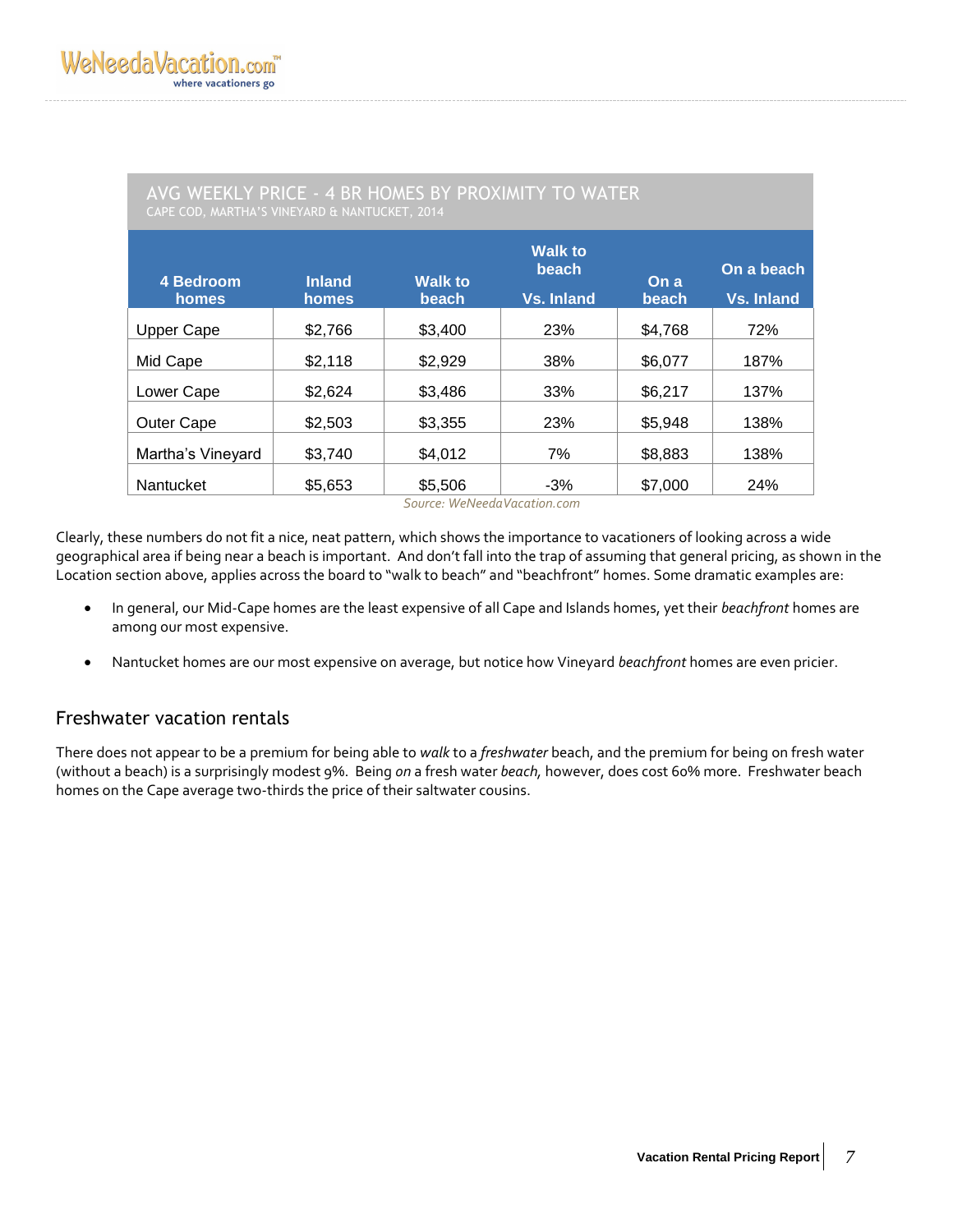## AVG WEEKLY PRICE - 4 BR HOMES BY PROXIMITY TO WATER

CAPE COD, MARTHA'S VINEYARD & NANTUCKET, 2014

| 4 Bedroom homes | Inland homes | Walk to beach | Walk to beach Vs. Inland | On a beach | On a beach Vs. Inland |
|---|---|---|---|---|---|
| Upper Cape | $2,766 | $3,400 | 23% | $4,768 | 72% |
| Mid Cape | $2,118 | $2,929 | 38% | $6,077 | 187% |
| Lower Cape | $2,624 | $3,486 | 33% | $6,217 | 137% |
| Outer Cape | $2,503 | $3,355 | 23% | $5,948 | 138% |
| Martha's Vineyard | $3,740 | $4,012 | 7% | $8,883 | 138% |
| Nantucket | $5,653 | $5,506 | -3% | $7,000 | 24% |

*Source: WeNeedaVacation.com*

Clearly, these numbers do not fit a nice, neat pattern, which shows the importance to vacationers of looking across a wide geographical area if being near a beach is important. And don't fall into the trap of assuming that general pricing, as shown in the Location section above, applies across the board to "walk to beach" and "beachfront" homes. Some dramatic examples are:

- In general, our Mid-Cape homes are the least expensive of all Cape and Islands homes, yet their *beachfront* homes are among our most expensive.
- Nantucket homes are our most expensive on average, but notice how Vineyard *beachfront* homes are even pricier.

### Freshwater vacation rentals

There does not appear to be a premium for being able to *walk* to a *freshwater* beach, and the premium for being on fresh water (without a beach) is a surprisingly modest 9%. Being *on* a fresh water *beach,* however, does cost 60% more. Freshwater beach homes on the Cape average two-thirds the price of their saltwater cousins.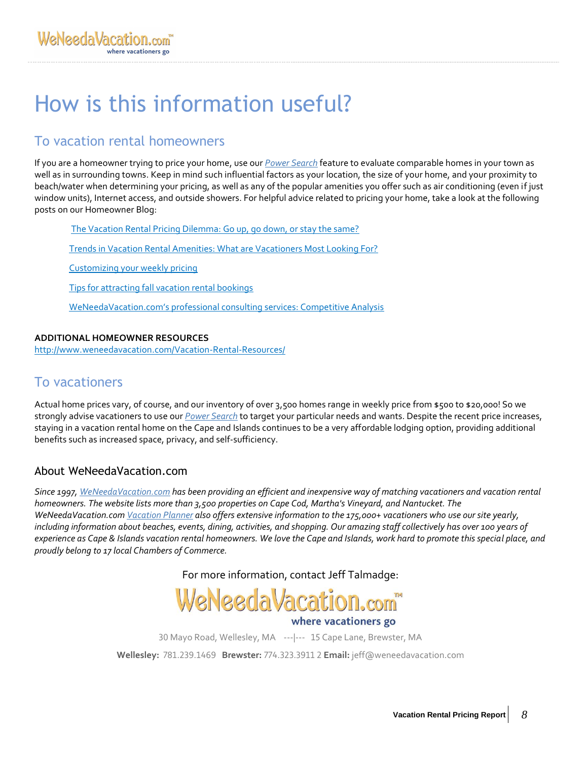# How is this information useful?

## To vacation rental homeowners

If you are a homeowner trying to price your home, use our *Power Search* feature to evaluate comparable homes in your town as well as in surrounding towns. Keep in mind such influential factors as your location, the size of your home, and your proximity to beach/water when determining your pricing, as well as any of the popular amenities you offer such as air conditioning (even if just window units), Internet access, and outside showers. For helpful advice related to pricing your home, take a look at the following posts on our Homeowner Blog:

- The Vacation Rental Pricing Dilemma: Go up, go down, or stay the same?
- Trends in Vacation Rental Amenities: What are Vacationers Most Looking For?
- Customizing your weekly pricing
- Tips for attracting fall vacation rental bookings
- WeNeedaVacation.com's professional consulting services: Competitive Analysis

**ADDITIONAL HOMEOWNER RESOURCES**
http://www.weneedavacation.com/Vacation-Rental-Resources/

## To vacationers

Actual home prices vary, of course, and our inventory of over 3,500 homes range in weekly price from $500 to $20,000! So we strongly advise vacationers to use our *Power Search* to target your particular needs and wants. Despite the recent price increases, staying in a vacation rental home on the Cape and Islands continues to be a very affordable lodging option, providing additional benefits such as increased space, privacy, and self-sufficiency.

### About WeNeedaVacation.com

*Since 1997, WeNeedaVacation.com has been providing an efficient and inexpensive way of matching vacationers and vacation rental homeowners. The website lists more than 3,500 properties on Cape Cod, Martha's Vineyard, and Nantucket. The WeNeedaVacation.com Vacation Planner also offers extensive information to the 175,000+ vacationers who use our site yearly, including information about beaches, events, dining, activities, and shopping. Our amazing staff collectively has over 100 years of experience as Cape & Islands vacation rental homeowners. We love the Cape and Islands, work hard to promote this special place, and proudly belong to 17 local Chambers of Commerce.*

For more information, contact Jeff Talmadge:

WeNeedaVacation.com™
where vacationers go

30 Mayo Road, Wellesley, MA ---|--- 15 Cape Lane, Brewster, MA

**Wellesley:** 781.239.1469 **Brewster:** 774.323.3911 2 **Email:** jeff@weneedavacation.com